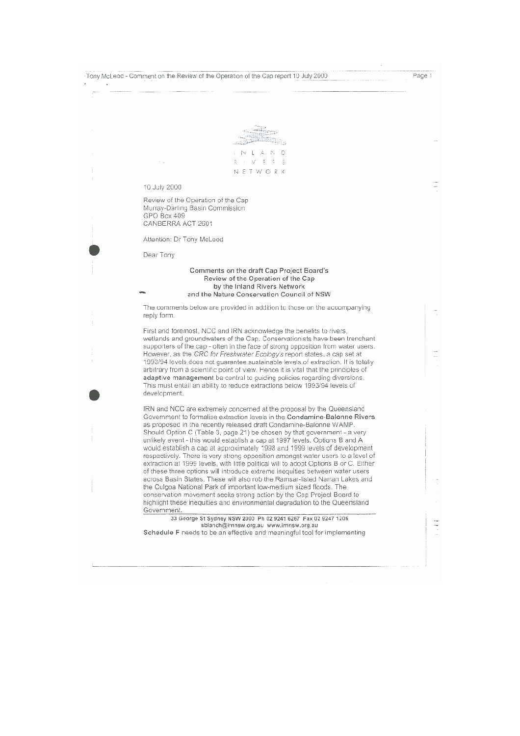INLAND RIVERS NETWORK

10 July 2000

Review of the Operation of the Cap
Murray-Darling Basin Commission
GPO Box 409
CANBERRA ACT 2601

Attention: Dr Tony McLeod

Dear Tony

### Comments on the draft Cap Project Board's Review of the Operation of the Cap by the Inland Rivers Network and the Nature Conservation Council of NSW

The comments below are provided in addition to those on the accompanying reply form.

First and foremost, NCC and IRN acknowledge the benefits to rivers, wetlands and groundwaters of the Cap. Conservationists have been trenchant supporters of the cap - often in the face of strong opposition from water users. However, as the *CRC for Freshwater Ecology's* report states, a cap set at 1993/94 levels does not guarantee sustainable levels of extraction. It is totally arbitrary from a scientific point of view. Hence it is vital that the principles of **adaptive management** be central to guiding policies regarding diversions. This must entail an ability to reduce extractions below 1993/94 levels of development.

IRN and NCC are extremely concerned at the proposal by the Queensland Government to formalise extraction levels in the **Condamine-Balonne Rivers** as proposed in the recently released draft Condamine-Balonne WAMP. Should Option C (Table 3, page 21) be chosen by that government - a very unlikely event - this would establish a cap at 1997 levels. Options B and A would establish a cap at approximately 1998 and 1999 levels of development respectively. There is very strong opposition amongst water users to a level of extraction at 1999 levels, with little political will to adopt Options B or C. Either of these three options will introduce extreme inequities between water users across Basin States. These will also rob the Ramsar-listed Narran Lakes and the Culgoa National Park of important low-medium sized floods. The conservation movement seeks strong action by the Cap Project Board to highlight these inequities and environmental degradation to the Queensland Government.

33 George St Sydney NSW 2000 Ph 02 9241 6267 Fax 02 9247 1206
sblanch@irnnsw.org.au www.irnnsw.org.au

**Schedule F** needs to be an effective and meaningful tool for implementing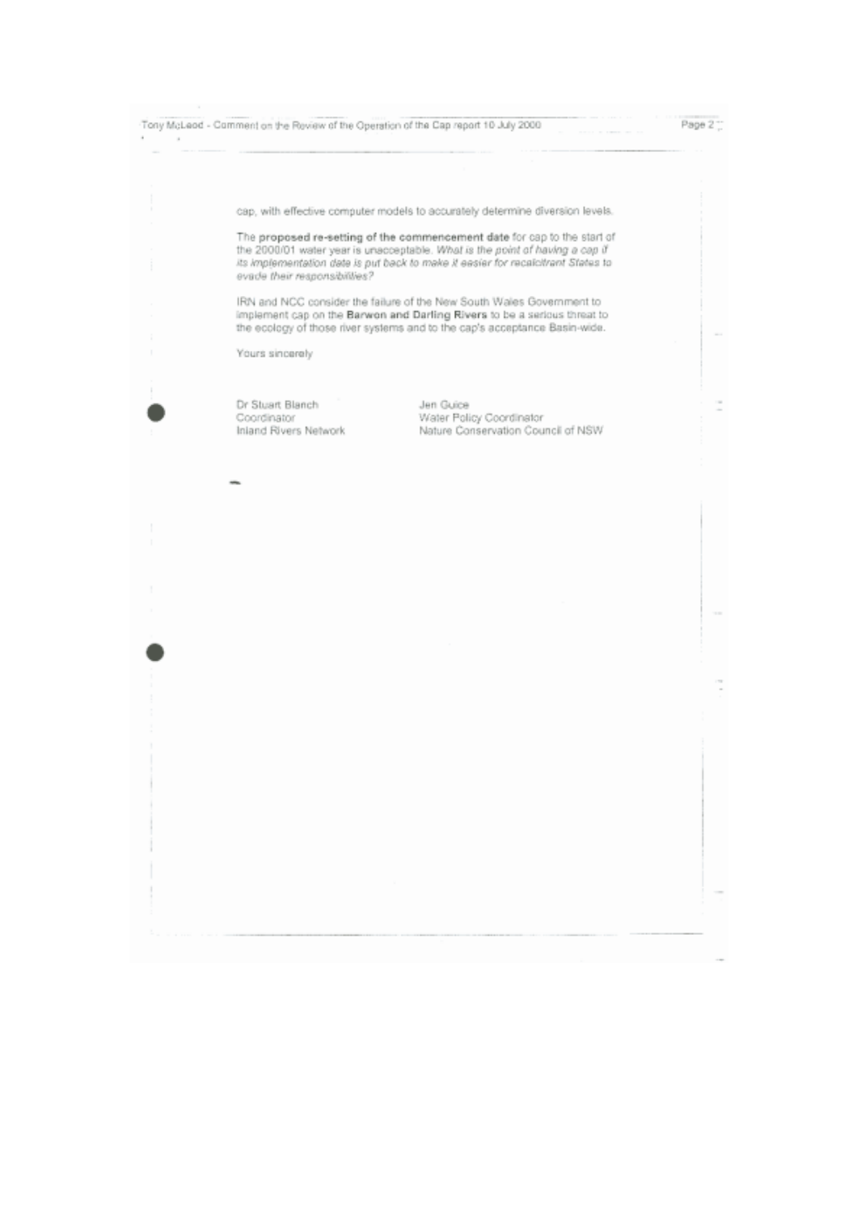cap, with effective computer models to accurately determine diversion levels.

The **proposed re-setting of the commencement date** for cap to the start of the 2000/01 water year is unacceptable. *What is the point of having a cap if its implementation date is put back to make it easier for recalcitrant States to evade their responsibilities?*

IRN and NCC consider the failure of the New South Wales Government to implement cap on the **Barwon and Darling Rivers** to be a serious threat to the ecology of those river systems and to the cap's acceptance Basin-wide.

Yours sincerely

Dr Stuart Blanch
Coordinator
Inland Rivers Network

Jen Guice
Water Policy Coordinator
Nature Conservation Council of NSW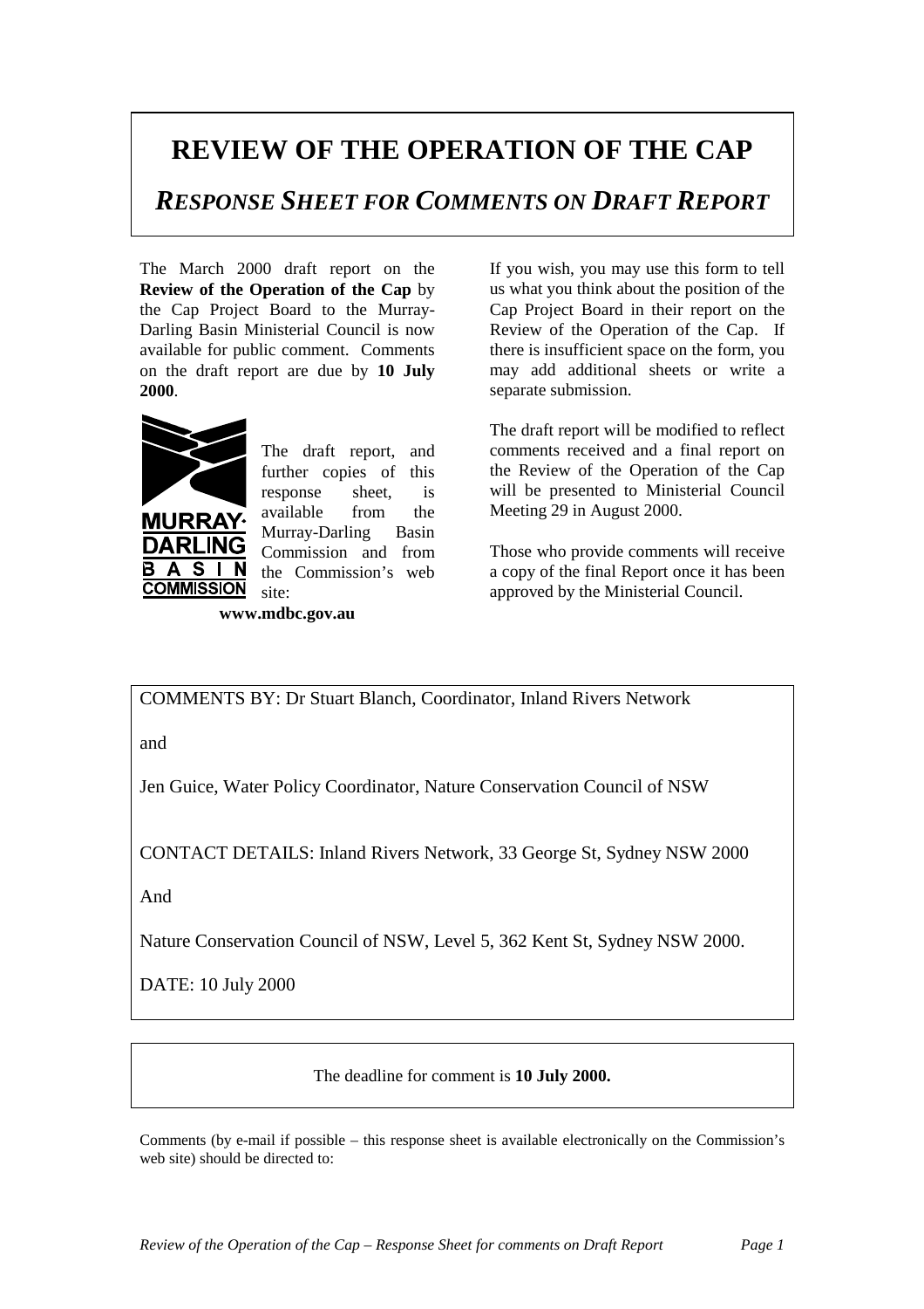# REVIEW OF THE OPERATION OF THE CAP

## *RESPONSE SHEET FOR COMMENTS ON DRAFT REPORT*

The March 2000 draft report on the **Review of the Operation of the Cap** by the Cap Project Board to the Murray-Darling Basin Ministerial Council is now available for public comment. Comments on the draft report are due by **10 July 2000**.

The draft report, and further copies of this response sheet, is available from the Murray-Darling Basin Commission and from the Commission's web site:

**www.mdbc.gov.au**

If you wish, you may use this form to tell us what you think about the position of the Cap Project Board in their report on the Review of the Operation of the Cap. If there is insufficient space on the form, you may add additional sheets or write a separate submission.

The draft report will be modified to reflect comments received and a final report on the Review of the Operation of the Cap will be presented to Ministerial Council Meeting 29 in August 2000.

Those who provide comments will receive a copy of the final Report once it has been approved by the Ministerial Council.

COMMENTS BY: Dr Stuart Blanch, Coordinator, Inland Rivers Network

and

Jen Guice, Water Policy Coordinator, Nature Conservation Council of NSW

CONTACT DETAILS: Inland Rivers Network, 33 George St, Sydney NSW 2000

And

Nature Conservation Council of NSW, Level 5, 362 Kent St, Sydney NSW 2000.

DATE: 10 July 2000

The deadline for comment is **10 July 2000.**

Comments (by e-mail if possible – this response sheet is available electronically on the Commission's web site) should be directed to: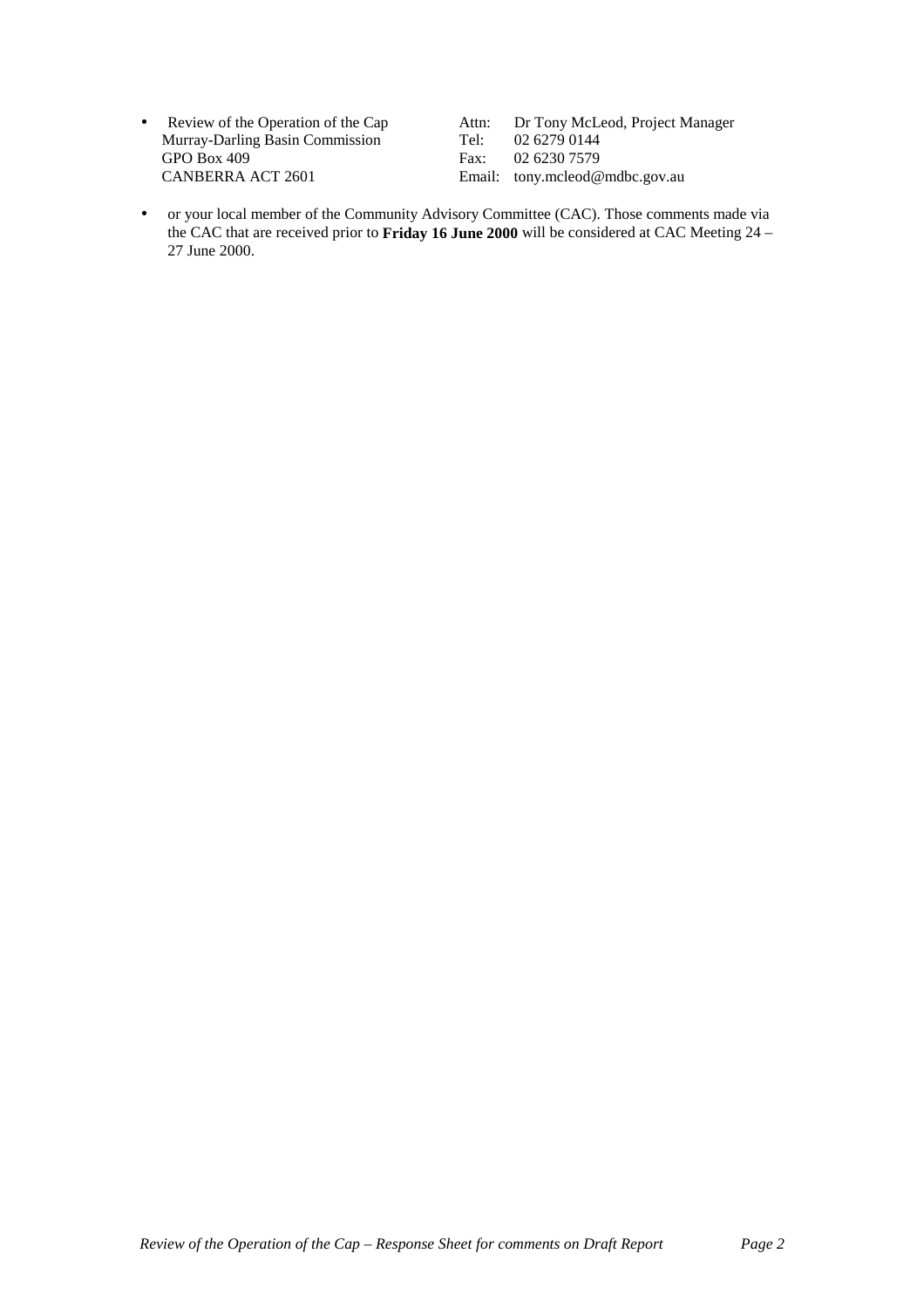- Review of the Operation of the Cap  
  Murray-Darling Basin Commission  
  GPO Box 409  
  CANBERRA ACT 2601

  Attn: Dr Tony McLeod, Project Manager  
  Tel: 02 6279 0144  
  Fax: 02 6230 7579  
  Email: tony.mcleod@mdbc.gov.au

- or your local member of the Community Advisory Committee (CAC). Those comments made via the CAC that are received prior to **Friday 16 June 2000** will be considered at CAC Meeting 24 – 27 June 2000.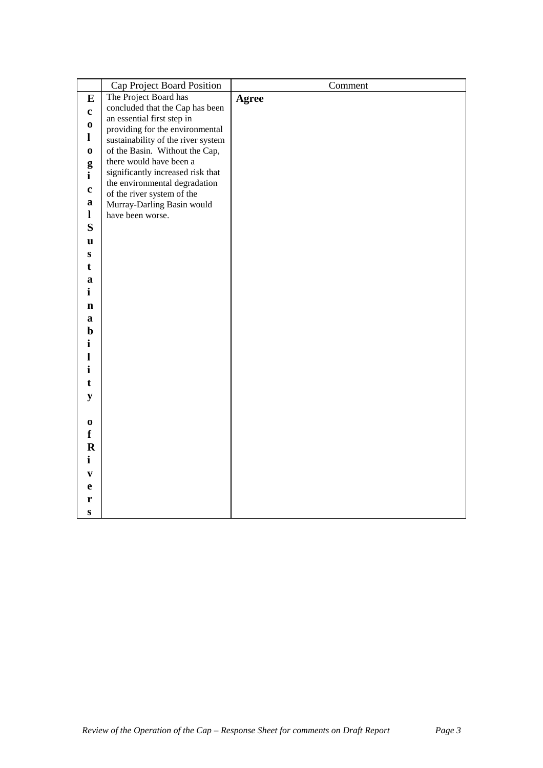| | Cap Project Board Position | Comment |
|---|---|---|
| **Ecological Sustainability of Rivers** | The Project Board has concluded that the Cap has been an essential first step in providing for the environmental sustainability of the river system of the Basin. Without the Cap, there would have been a significantly increased risk that the environmental degradation of the river system of the Murray-Darling Basin would have been worse. | **Agree** |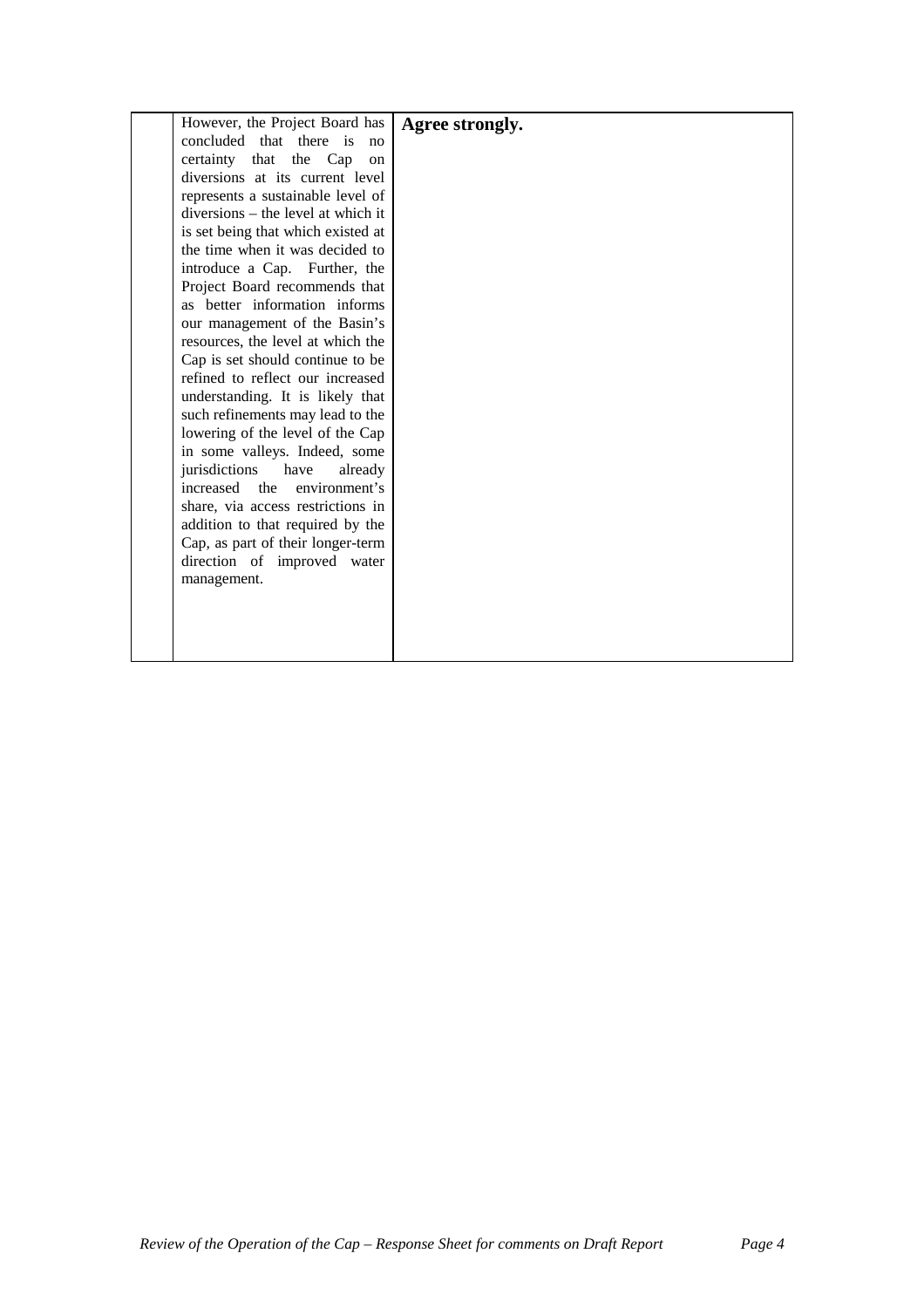|  | However, the Project Board has concluded that there is no certainty that the Cap on diversions at its current level represents a sustainable level of diversions – the level at which it is set being that which existed at the time when it was decided to introduce a Cap. Further, the Project Board recommends that as better information informs our management of the Basin's resources, the level at which the Cap is set should continue to be refined to reflect our increased understanding. It is likely that such refinements may lead to the lowering of the level of the Cap in some valleys. Indeed, some jurisdictions have already increased the environment's share, via access restrictions in addition to that required by the Cap, as part of their longer-term direction of improved water management. | **Agree strongly.** |
|---|---|---|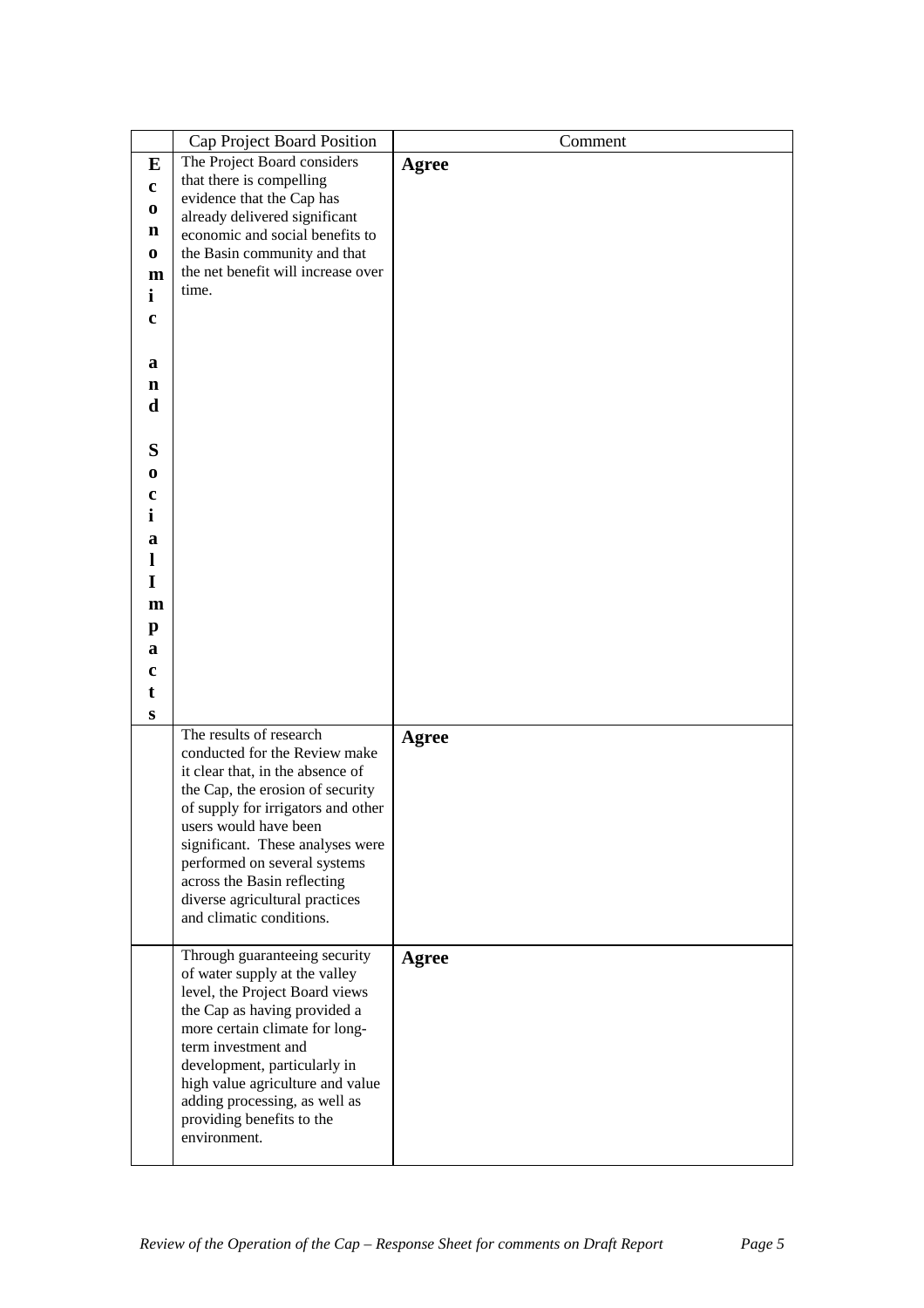| | Cap Project Board Position | Comment |
|---|---|---|
| **Economic and Social Impacts** | The Project Board considers that there is compelling evidence that the Cap has already delivered significant economic and social benefits to the Basin community and that the net benefit will increase over time. | **Agree** |
| | The results of research conducted for the Review make it clear that, in the absence of the Cap, the erosion of security of supply for irrigators and other users would have been significant. These analyses were performed on several systems across the Basin reflecting diverse agricultural practices and climatic conditions. | **Agree** |
| | Through guaranteeing security of water supply at the valley level, the Project Board views the Cap as having provided a more certain climate for long-term investment and development, particularly in high value agriculture and value adding processing, as well as providing benefits to the environment. | **Agree** |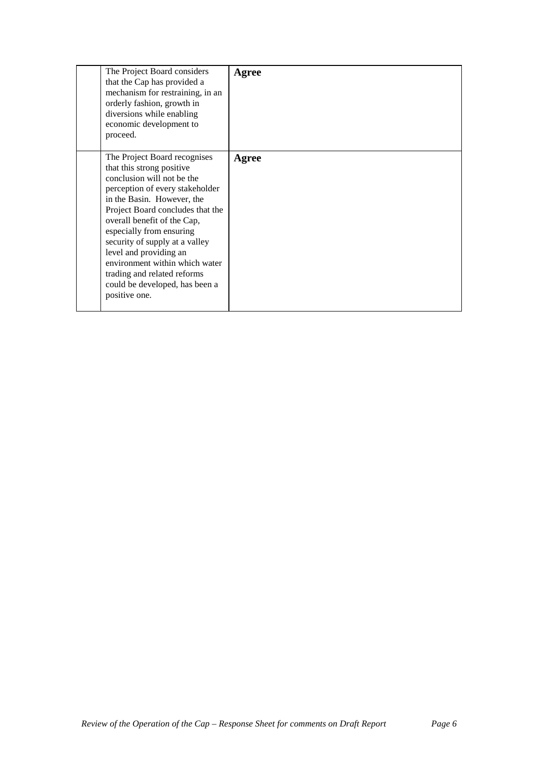|  |  |  |
| --- | --- | --- |
|  | The Project Board considers that the Cap has provided a mechanism for restraining, in an orderly fashion, growth in diversions while enabling economic development to proceed. | **Agree** |
|  | The Project Board recognises that this strong positive conclusion will not be the perception of every stakeholder in the Basin. However, the Project Board concludes that the overall benefit of the Cap, especially from ensuring security of supply at a valley level and providing an environment within which water trading and related reforms could be developed, has been a positive one. | **Agree** |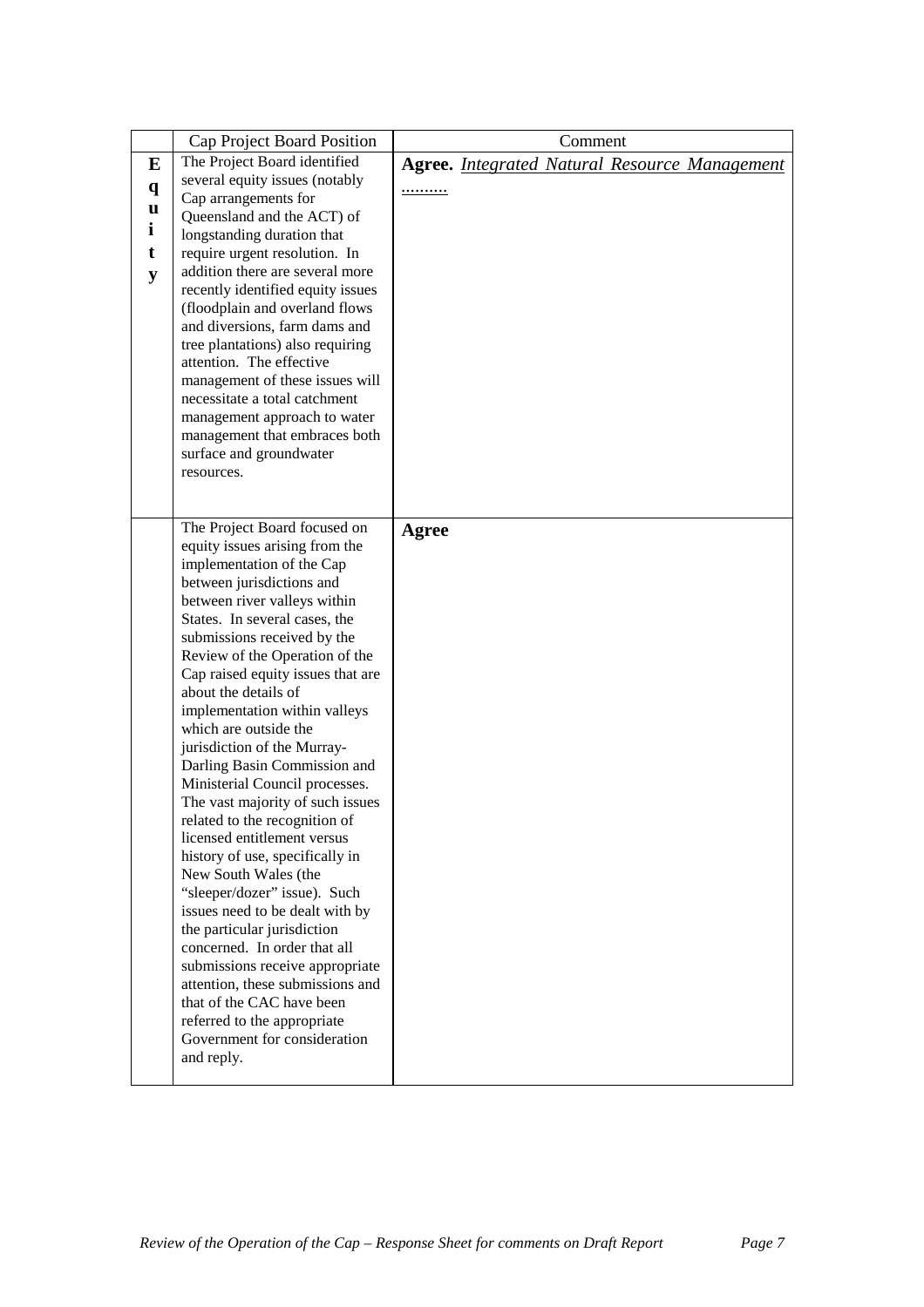| | Cap Project Board Position | Comment |
|---|---|---|
| **Equity** | The Project Board identified several equity issues (notably Cap arrangements for Queensland and the ACT) of longstanding duration that require urgent resolution. In addition there are several more recently identified equity issues (floodplain and overland flows and diversions, farm dams and tree plantations) also requiring attention. The effective management of these issues will necessitate a total catchment management approach to water management that embraces both surface and groundwater resources. | **Agree.** *<u>Integrated Natural Resource Management</u>* <u>.........</u> |
| | The Project Board focused on equity issues arising from the implementation of the Cap between jurisdictions and between river valleys within States. In several cases, the submissions received by the Review of the Operation of the Cap raised equity issues that are about the details of implementation within valleys which are outside the jurisdiction of the Murray-Darling Basin Commission and Ministerial Council processes. The vast majority of such issues related to the recognition of licensed entitlement versus history of use, specifically in New South Wales (the "sleeper/dozer" issue). Such issues need to be dealt with by the particular jurisdiction concerned. In order that all submissions receive appropriate attention, these submissions and that of the CAC have been referred to the appropriate Government for consideration and reply. | **Agree** |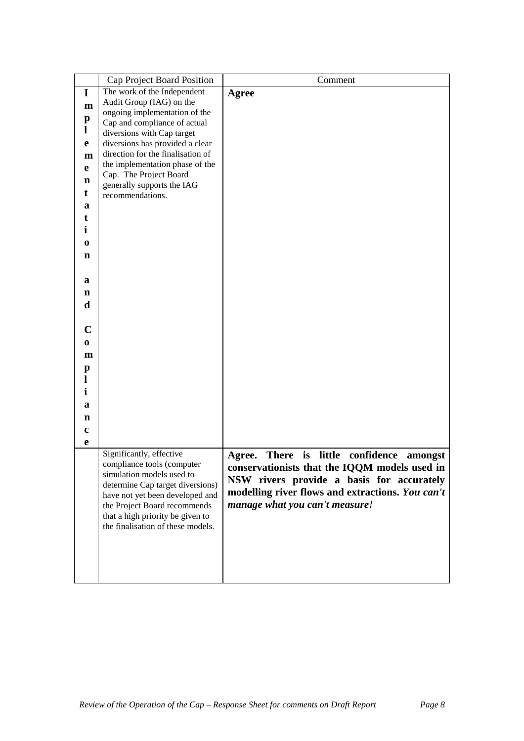|  | Cap Project Board Position | Comment |
|---|---|---|
| **Implementation and Compliance** | The work of the Independent Audit Group (IAG) on the ongoing implementation of the Cap and compliance of actual diversions with Cap target diversions has provided a clear direction for the finalisation of the implementation phase of the Cap. The Project Board generally supports the IAG recommendations. | **Agree** |
|  | Significantly, effective compliance tools (computer simulation models used to determine Cap target diversions) have not yet been developed and the Project Board recommends that a high priority be given to the finalisation of these models. | **Agree. There is little confidence amongst conservationists that the IQQM models used in NSW rivers provide a basis for accurately modelling river flows and extractions. *You can't manage what you can't measure!*** |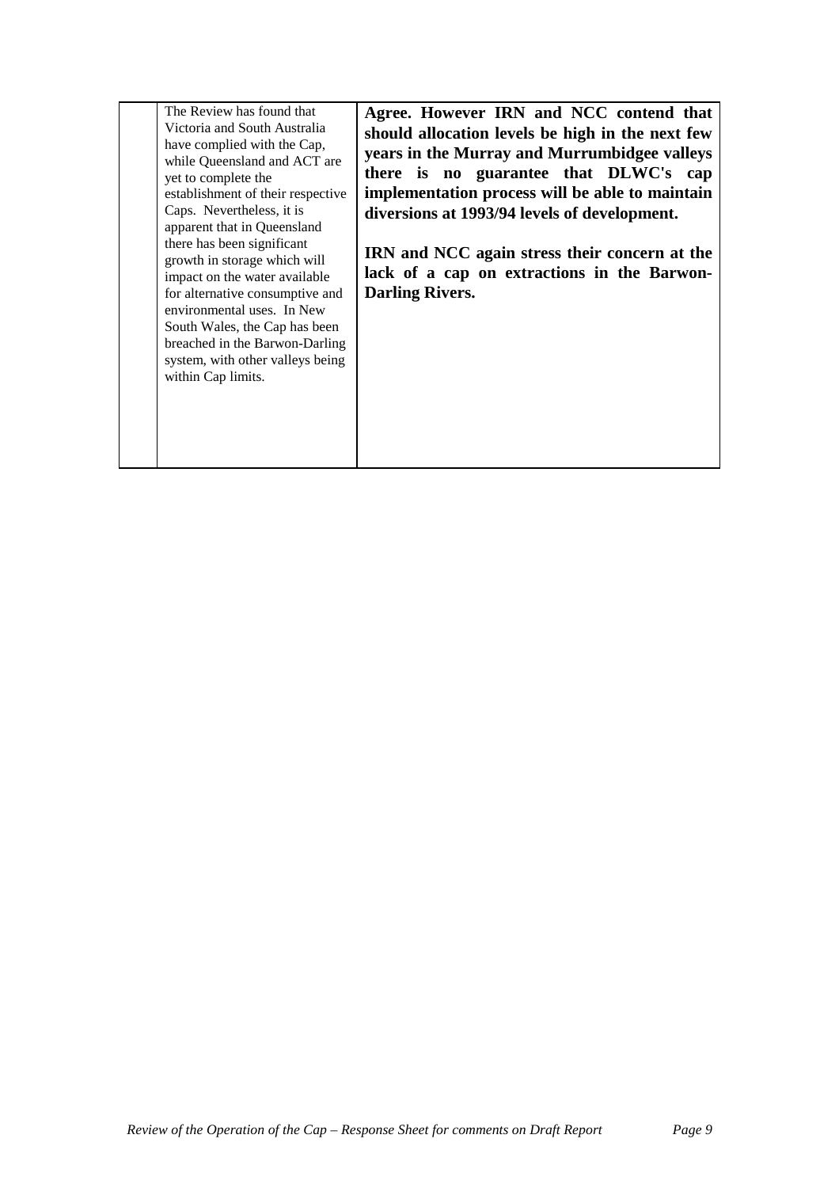|  | The Review has found that Victoria and South Australia have complied with the Cap, while Queensland and ACT are yet to complete the establishment of their respective Caps. Nevertheless, it is apparent that in Queensland there has been significant growth in storage which will impact on the water available for alternative consumptive and environmental uses. In New South Wales, the Cap has been breached in the Barwon-Darling system, with other valleys being within Cap limits. | **Agree. However IRN and NCC contend that should allocation levels be high in the next few years in the Murray and Murrumbidgee valleys there is no guarantee that DLWC's cap implementation process will be able to maintain diversions at 1993/94 levels of development.**<br><br>**IRN and NCC again stress their concern at the lack of a cap on extractions in the Barwon-Darling Rivers.** |
|---|---|---|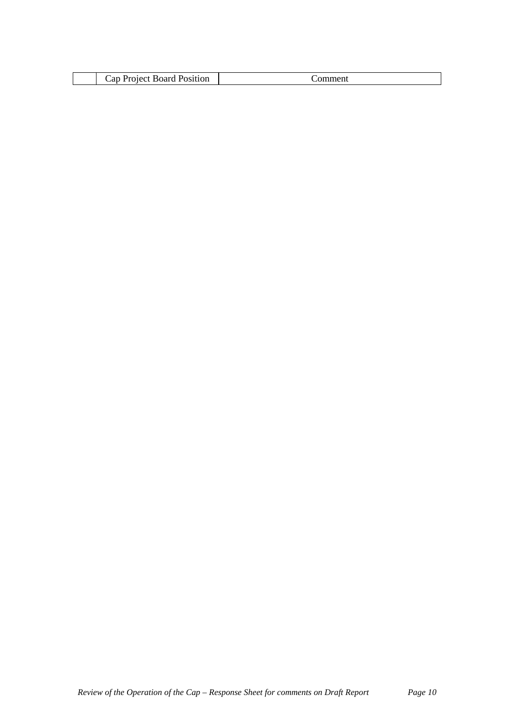| | Cap Project Board Position | Comment |
|---|---|---|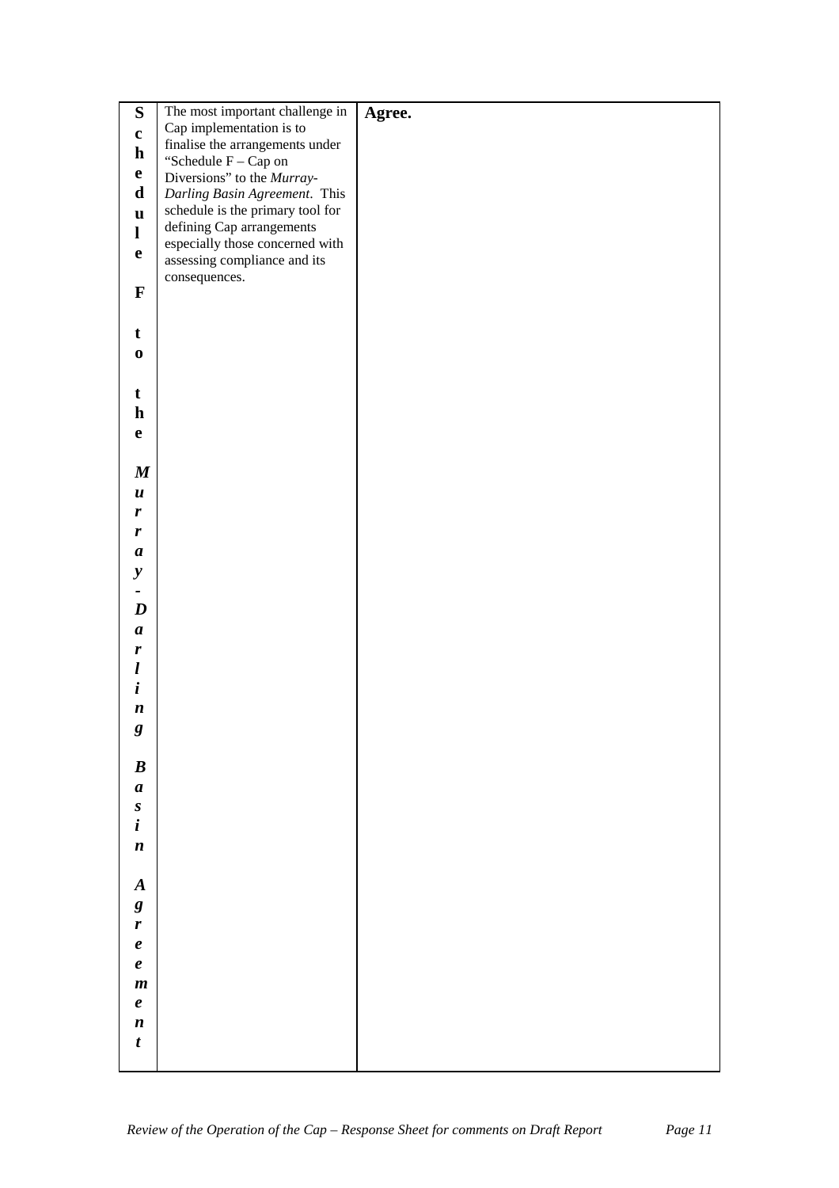| | | |
|---|---|---|
| **Schedule F to the *Murray-Darling Basin Agreement*** | The most important challenge in Cap implementation is to finalise the arrangements under "Schedule F – Cap on Diversions" to the *Murray-Darling Basin Agreement*. This schedule is the primary tool for defining Cap arrangements especially those concerned with assessing compliance and its consequences. | **Agree.** |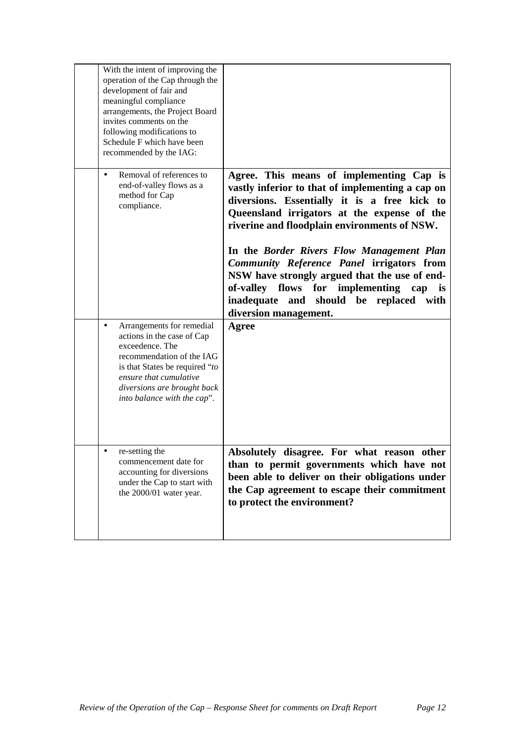| | | |
|---|---|---|
| | With the intent of improving the operation of the Cap through the development of fair and meaningful compliance arrangements, the Project Board invites comments on the following modifications to Schedule F which have been recommended by the IAG: | |
| | • Removal of references to end-of-valley flows as a method for Cap compliance. | **Agree. This means of implementing Cap is vastly inferior to that of implementing a cap on diversions. Essentially it is a free kick to Queensland irrigators at the expense of the riverine and floodplain environments of NSW.**<br><br>**In the *Border Rivers Flow Management Plan Community Reference Panel* irrigators from NSW have strongly argued that the use of end-of-valley flows for implementing cap is inadequate and should be replaced with diversion management.** |
| | • Arrangements for remedial actions in the case of Cap exceedence. The recommendation of the IAG is that States be required "*to ensure that cumulative diversions are brought back into balance with the cap*". | **Agree** |
| | • re-setting the commencement date for accounting for diversions under the Cap to start with the 2000/01 water year. | **Absolutely disagree. For what reason other than to permit governments which have not been able to deliver on their obligations under the Cap agreement to escape their commitment to protect the environment?** |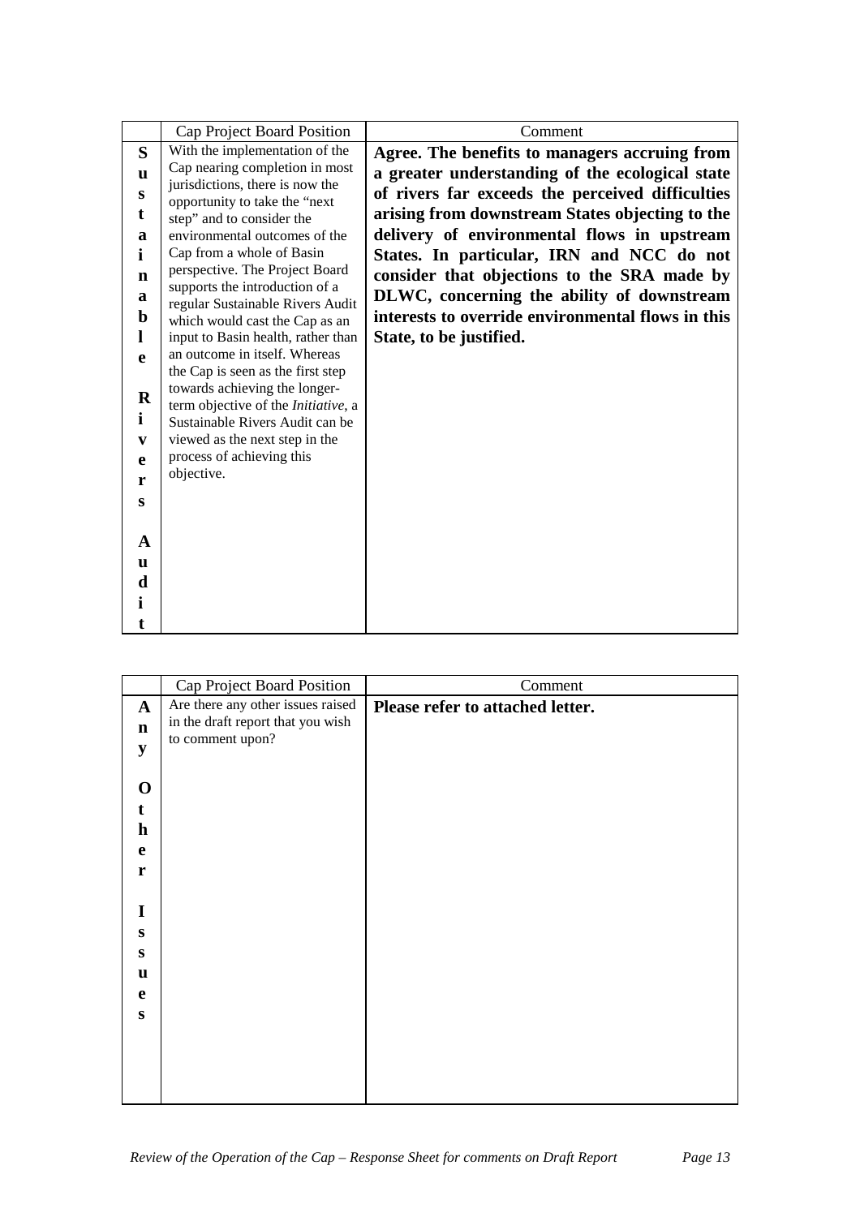| | Cap Project Board Position | Comment |
|---|---|---|
| **Sustainable Rivers Audit** | With the implementation of the Cap nearing completion in most jurisdictions, there is now the opportunity to take the "next step" and to consider the environmental outcomes of the Cap from a whole of Basin perspective. The Project Board supports the introduction of a regular Sustainable Rivers Audit which would cast the Cap as an input to Basin health, rather than an outcome in itself. Whereas the Cap is seen as the first step towards achieving the longer-term objective of the *Initiative*, a Sustainable Rivers Audit can be viewed as the next step in the process of achieving this objective. | **Agree. The benefits to managers accruing from a greater understanding of the ecological state of rivers far exceeds the perceived difficulties arising from downstream States objecting to the delivery of environmental flows in upstream States. In particular, IRN and NCC do not consider that objections to the SRA made by DLWC, concerning the ability of downstream interests to override environmental flows in this State, to be justified.** |

| | Cap Project Board Position | Comment |
|---|---|---|
| **Any Other Issues** | Are there any other issues raised in the draft report that you wish to comment upon? | **Please refer to attached letter.** |